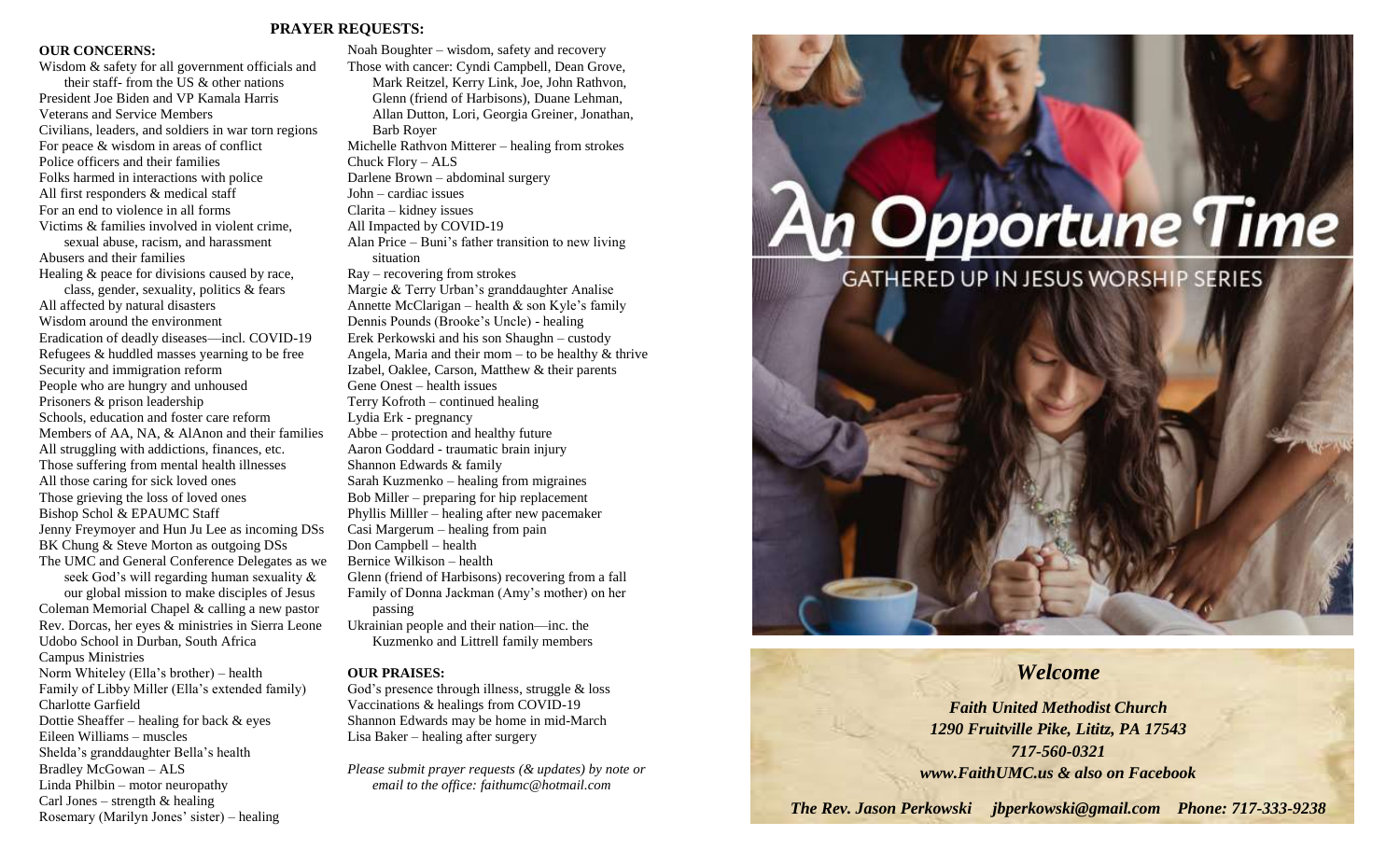## PRAYER REQUESTS:

**OUR CONCERNS:**

Wisdom & safety for all government officials and their staff- from the US & other nations
President Joe Biden and VP Kamala Harris
Veterans and Service Members
Civilians, leaders, and soldiers in war torn regions
For peace & wisdom in areas of conflict
Police officers and their families
Folks harmed in interactions with police
All first responders & medical staff
For an end to violence in all forms
Victims & families involved in violent crime, sexual abuse, racism, and harassment
Abusers and their families
Healing & peace for divisions caused by race, class, gender, sexuality, politics & fears
All affected by natural disasters
Wisdom around the environment
Eradication of deadly diseases—incl. COVID-19
Refugees & huddled masses yearning to be free
Security and immigration reform
People who are hungry and unhoused
Prisoners & prison leadership
Schools, education and foster care reform
Members of AA, NA, & AlAnon and their families
All struggling with addictions, finances, etc.
Those suffering from mental health illnesses
All those caring for sick loved ones
Those grieving the loss of loved ones
Bishop Schol & EPAUMC Staff
Jenny Freymoyer and Hun Ju Lee as incoming DSs
BK Chung & Steve Morton as outgoing DSs
The UMC and General Conference Delegates as we seek God's will regarding human sexuality & our global mission to make disciples of Jesus
Coleman Memorial Chapel & calling a new pastor
Rev. Dorcas, her eyes & ministries in Sierra Leone
Udobo School in Durban, South Africa
Campus Ministries
Norm Whiteley (Ella's brother) – health
Family of Libby Miller (Ella's extended family)
Charlotte Garfield
Dottie Sheaffer – healing for back & eyes
Eileen Williams – muscles
Shelda's granddaughter Bella's health
Bradley McGowan – ALS
Linda Philbin – motor neuropathy
Carl Jones – strength & healing
Rosemary (Marilyn Jones' sister) – healing
Noah Boughter – wisdom, safety and recovery
Those with cancer: Cyndi Campbell, Dean Grove, Mark Reitzel, Kerry Link, Joe, John Rathvon, Glenn (friend of Harbisons), Duane Lehman, Allan Dutton, Lori, Georgia Greiner, Jonathan, Barb Royer
Michelle Rathvon Mitterer – healing from strokes
Chuck Flory – ALS
Darlene Brown – abdominal surgery
John – cardiac issues
Clarita – kidney issues
All Impacted by COVID-19
Alan Price – Buni's father transition to new living situation
Ray – recovering from strokes
Margie & Terry Urban's granddaughter Analise
Annette McClarigan – health & son Kyle's family
Dennis Pounds (Brooke's Uncle) - healing
Erek Perkowski and his son Shaughn – custody
Angela, Maria and their mom – to be healthy & thrive
Izabel, Oaklee, Carson, Matthew & their parents
Gene Onest – health issues
Terry Kofroth – continued healing
Lydia Erk - pregnancy
Abbe – protection and healthy future
Aaron Goddard - traumatic brain injury
Shannon Edwards & family
Sarah Kuzmenko – healing from migraines
Bob Miller – preparing for hip replacement
Phyllis Milller – healing after new pacemaker
Casi Margerum – healing from pain
Don Campbell – health
Bernice Wilkison – health
Glenn (friend of Harbisons) recovering from a fall
Family of Donna Jackman (Amy's mother) on her passing
Ukrainian people and their nation—inc. the Kuzmenko and Littrell family members

**OUR PRAISES:**

God's presence through illness, struggle & loss
Vaccinations & healings from COVID-19
Shannon Edwards may be home in mid-March
Lisa Baker – healing after surgery

*Please submit prayer requests (& updates) by note or email to the office: faithumc@hotmail.com*

# An Opportune Time

GATHERED UP IN JESUS WORSHIP SERIES

## *Welcome*

***Faith United Methodist Church***
***1290 Fruitville Pike, Lititz, PA 17543***
***717-560-0321***
***www.FaithUMC.us & also on Facebook***

***The Rev. Jason Perkowski jbperkowski@gmail.com Phone: 717-333-9238***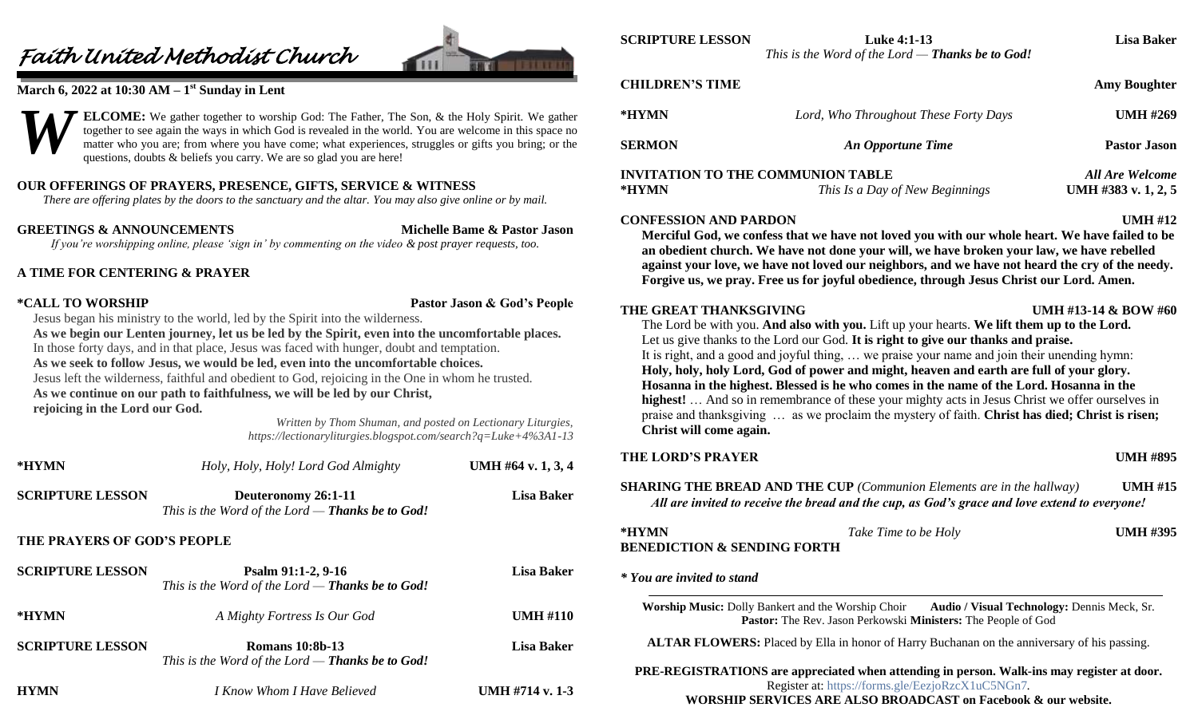# Faith United Methodist Church

**March 6, 2022 at 10:30 AM – 1st Sunday in Lent**

**WELCOME:** We gather together to worship God: The Father, The Son, & the Holy Spirit. We gather together to see again the ways in which God is revealed in the world. You are welcome in this space no matter who you are; from where you have come; what experiences, struggles or gifts you bring; or the questions, doubts & beliefs you carry. We are so glad you are here!

**OUR OFFERINGS OF PRAYERS, PRESENCE, GIFTS, SERVICE & WITNESS**

*There are offering plates by the doors to the sanctuary and the altar. You may also give online or by mail.*

**GREETINGS & ANNOUNCEMENTS** — **Michelle Bame & Pastor Jason**

*If you're worshipping online, please 'sign in' by commenting on the video & post prayer requests, too.*

**A TIME FOR CENTERING & PRAYER**

**\*CALL TO WORSHIP** — **Pastor Jason & God's People**

Jesus began his ministry to the world, led by the Spirit into the wilderness.
**As we begin our Lenten journey, let us be led by the Spirit, even into the uncomfortable places.**
In those forty days, and in that place, Jesus was faced with hunger, doubt and temptation.
**As we seek to follow Jesus, we would be led, even into the uncomfortable choices.**
Jesus left the wilderness, faithful and obedient to God, rejoicing in the One in whom he trusted.
**As we continue on our path to faithfulness, we will be led by our Christ, rejoicing in the Lord our God.**

*Written by Thom Shuman, and posted on Lectionary Liturgies, https://lectionaryliturgies.blogspot.com/search?q=Luke+4%3A1-13*

**\*HYMN** — *Holy, Holy, Holy! Lord God Almighty* — **UMH #64 v. 1, 3, 4**

**SCRIPTURE LESSON** — **Deuteronomy 26:1-11** — **Lisa Baker**
*This is the Word of the Lord — **Thanks be to God!***

**THE PRAYERS OF GOD'S PEOPLE**

**SCRIPTURE LESSON** — **Psalm 91:1-2, 9-16** — **Lisa Baker**
*This is the Word of the Lord — **Thanks be to God!***

**\*HYMN** — *A Mighty Fortress Is Our God* — **UMH #110**

**SCRIPTURE LESSON** — **Romans 10:8b-13** — **Lisa Baker**
*This is the Word of the Lord — **Thanks be to God!***

**HYMN** — *I Know Whom I Have Believed* — **UMH #714 v. 1-3**

**SCRIPTURE LESSON** — **Luke 4:1-13** — **Lisa Baker**
*This is the Word of the Lord — **Thanks be to God!***

**CHILDREN'S TIME** — **Amy Boughter**

**\*HYMN** — *Lord, Who Throughout These Forty Days* — **UMH #269**

**SERMON** — ***An Opportune Time*** — **Pastor Jason**

**INVITATION TO THE COMMUNION TABLE** — ***All Are Welcome***

**\*HYMN** — *This Is a Day of New Beginnings* — **UMH #383 v. 1, 2, 5**

**CONFESSION AND PARDON** — **UMH #12**

**Merciful God, we confess that we have not loved you with our whole heart. We have failed to be an obedient church. We have not done your will, we have broken your law, we have rebelled against your love, we have not loved our neighbors, and we have not heard the cry of the needy. Forgive us, we pray. Free us for joyful obedience, through Jesus Christ our Lord. Amen.**

**THE GREAT THANKSGIVING** — **UMH #13-14 & BOW #60**

The Lord be with you. **And also with you.** Lift up your hearts. **We lift them up to the Lord.** Let us give thanks to the Lord our God. **It is right to give our thanks and praise.** It is right, and a good and joyful thing, … we praise your name and join their unending hymn: **Holy, holy, holy Lord, God of power and might, heaven and earth are full of your glory. Hosanna in the highest. Blessed is he who comes in the name of the Lord. Hosanna in the highest!** … And so in remembrance of these your mighty acts in Jesus Christ we offer ourselves in praise and thanksgiving … as we proclaim the mystery of faith. **Christ has died; Christ is risen; Christ will come again.**

**THE LORD'S PRAYER** — **UMH #895**

**SHARING THE BREAD AND THE CUP** *(Communion Elements are in the hallway)* — **UMH #15**

***All are invited to receive the bread and the cup, as God's grace and love extend to everyone!***

**\*HYMN** — *Take Time to be Holy* — **UMH #395**

**BENEDICTION & SENDING FORTH**

***\* You are invited to stand***

**Worship Music:** Dolly Bankert and the Worship Choir **Audio / Visual Technology:** Dennis Meck, Sr.
**Pastor:** The Rev. Jason Perkowski **Ministers:** The People of God

**ALTAR FLOWERS:** Placed by Ella in honor of Harry Buchanan on the anniversary of his passing.

**PRE-REGISTRATIONS are appreciated when attending in person. Walk-ins may register at door.**
Register at: https://forms.gle/EezjoRzcX1uC5NGn7.
**WORSHIP SERVICES ARE ALSO BROADCAST on Facebook & our website.**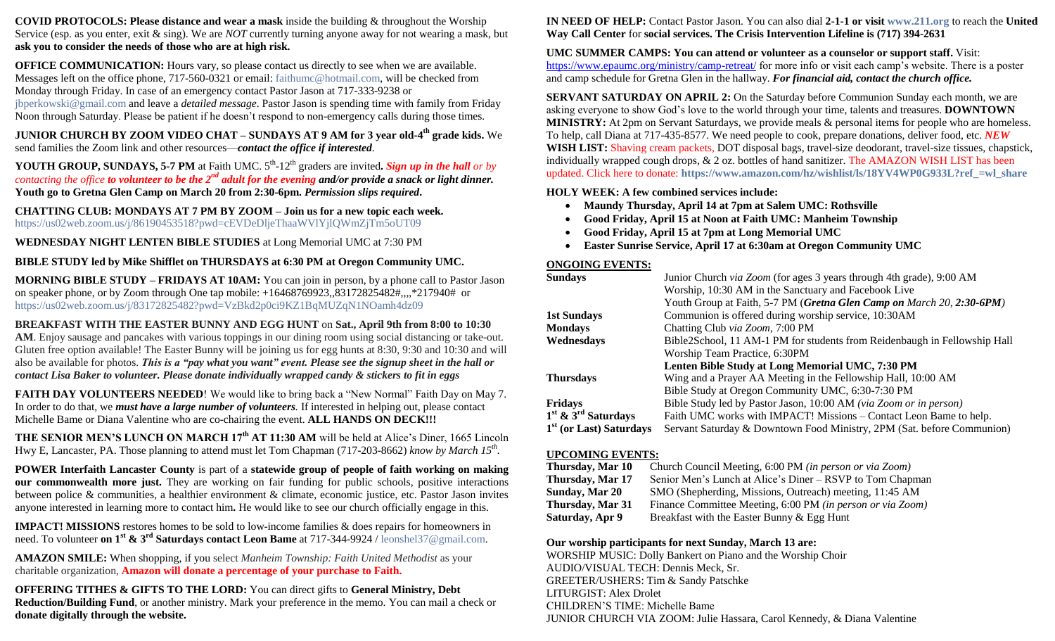**COVID PROTOCOLS: Please distance and wear a mask** inside the building & throughout the Worship Service (esp. as you enter, exit & sing). We are *NOT* currently turning anyone away for not wearing a mask, but **ask you to consider the needs of those who are at high risk.**

**OFFICE COMMUNICATION:** Hours vary, so please contact us directly to see when we are available. Messages left on the office phone, 717-560-0321 or email: faithumc@hotmail.com, will be checked from Monday through Friday. In case of an emergency contact Pastor Jason at 717-333-9238 or jbperkowski@gmail.com and leave a *detailed message*. Pastor Jason is spending time with family from Friday Noon through Saturday. Please be patient if he doesn't respond to non-emergency calls during those times.

**JUNIOR CHURCH BY ZOOM VIDEO CHAT – SUNDAYS AT 9 AM for 3 year old-4th grade kids.** We send families the Zoom link and other resources—***contact the office if interested***.

**YOUTH GROUP, SUNDAYS, 5-7 PM** at Faith UMC. 5th-12th graders are invited**.** ***Sign up in the hall*** *or by contacting the office* ***to volunteer to be the 2nd adult for the evening and/or provide a snack or light dinner.*** **Youth go to Gretna Glen Camp on March 20 from 2:30-6pm.** ***Permission slips required***.

**CHATTING CLUB: MONDAYS AT 7 PM BY ZOOM – Join us for a new topic each week.**
https://us02web.zoom.us/j/86190453518?pwd=cEVDeDljeThaaWVlYjlQWmZjTm5oUT09

**WEDNESDAY NIGHT LENTEN BIBLE STUDIES** at Long Memorial UMC at 7:30 PM

**BIBLE STUDY led by Mike Shifflet on THURSDAYS at 6:30 PM at Oregon Community UMC.**

**MORNING BIBLE STUDY – FRIDAYS AT 10AM:** You can join in person, by a phone call to Pastor Jason on speaker phone, or by Zoom through One tap mobile: +16468769923,,83172825482#,,,,*217940# or https://us02web.zoom.us/j/83172825482?pwd=VzBkd2p0ci9KZ1BqMUZqN1NOamh4dz09

**BREAKFAST WITH THE EASTER BUNNY AND EGG HUNT** on **Sat., April 9th from 8:00 to 10:30 AM**. Enjoy sausage and pancakes with various toppings in our dining room using social distancing or take-out. Gluten free option available! The Easter Bunny will be joining us for egg hunts at 8:30, 9:30 and 10:30 and will also be available for photos. ***This is a "pay what you want" event. Please see the signup sheet in the hall or contact Lisa Baker to volunteer. Please donate individually wrapped candy & stickers to fit in eggs***

**FAITH DAY VOLUNTEERS NEEDED**! We would like to bring back a "New Normal" Faith Day on May 7. In order to do that, we ***must have a large number of volunteers***. If interested in helping out, please contact Michelle Bame or Diana Valentine who are co-chairing the event. **ALL HANDS ON DECK!!!**

**THE SENIOR MEN'S LUNCH ON MARCH 17th AT 11:30 AM** will be held at Alice's Diner, 1665 Lincoln Hwy E, Lancaster, PA. Those planning to attend must let Tom Chapman (717-203-8662) *know by March 15th*.

**POWER Interfaith Lancaster County** is part of a **statewide group of people of faith working on making our commonwealth more just.** They are working on fair funding for public schools, positive interactions between police & communities, a healthier environment & climate, economic justice, etc. Pastor Jason invites anyone interested in learning more to contact him**.** He would like to see our church officially engage in this.

**IMPACT! MISSIONS** restores homes to be sold to low-income families & does repairs for homeowners in need. To volunteer **on 1st & 3rd Saturdays contact Leon Bame** at 717-344-9924 / leonshel37@gmail.com.

**AMAZON SMILE:** When shopping, if you select *Manheim Township: Faith United Methodist* as your charitable organization, **Amazon will donate a percentage of your purchase to Faith.**

**OFFERING TITHES & GIFTS TO THE LORD:** You can direct gifts to **General Ministry, Debt Reduction/Building Fund**, or another ministry. Mark your preference in the memo. You can mail a check or **donate digitally through the website.**

**IN NEED OF HELP:** Contact Pastor Jason. You can also dial **2-1-1 or visit www.211.org** to reach the **United Way Call Center** for **social services. The Crisis Intervention Lifeline is (717) 394-2631**

**UMC SUMMER CAMPS: You can attend or volunteer as a counselor or support staff.** Visit: https://www.epaumc.org/ministry/camp-retreat/ for more info or visit each camp's website. There is a poster and camp schedule for Gretna Glen in the hallway. ***For financial aid, contact the church office.***

**SERVANT SATURDAY ON APRIL 2:** On the Saturday before Communion Sunday each month, we are asking everyone to show God's love to the world through your time, talents and treasures. **DOWNTOWN MINISTRY:** At 2pm on Servant Saturdays, we provide meals & personal items for people who are homeless. To help, call Diana at 717-435-8577. We need people to cook, prepare donations, deliver food, etc. ***NEW*** **WISH LIST:** Shaving cream packets, DOT disposal bags, travel-size deodorant, travel-size tissues, chapstick, individually wrapped cough drops, & 2 oz. bottles of hand sanitizer. The AMAZON WISH LIST has been updated. Click here to donate: **https://www.amazon.com/hz/wishlist/ls/18YV4WP0G933L?ref_=wl_share**

**HOLY WEEK: A few combined services include:**

- **Maundy Thursday, April 14 at 7pm at Salem UMC: Rothsville**
- **Good Friday, April 15 at Noon at Faith UMC: Manheim Township**
- **Good Friday, April 15 at 7pm at Long Memorial UMC**
- **Easter Sunrise Service, April 17 at 6:30am at Oregon Community UMC**

**ONGOING EVENTS:**

| | |
|---|---|
| **Sundays** | Junior Church *via Zoom* (for ages 3 years through 4th grade), 9:00 AM |
| | Worship, 10:30 AM in the Sanctuary and Facebook Live |
| | Youth Group at Faith, 5-7 PM (***Gretna Glen Camp on*** *March 20,* ***2:30-6PM***) |
| **1st Sundays** | Communion is offered during worship service, 10:30AM |
| **Mondays** | Chatting Club *via Zoom*, 7:00 PM |
| **Wednesdays** | Bible2School, 11 AM-1 PM for students from Reidenbaugh in Fellowship Hall |
| | Worship Team Practice, 6:30PM |
| | **Lenten Bible Study at Long Memorial UMC, 7:30 PM** |
| **Thursdays** | Wing and a Prayer AA Meeting in the Fellowship Hall, 10:00 AM |
| | Bible Study at Oregon Community UMC, 6:30-7:30 PM |
| **Fridays** | Bible Study led by Pastor Jason, 10:00 AM *(via Zoom or in person)* |
| **1st & 3rd Saturdays** | Faith UMC works with IMPACT! Missions – Contact Leon Bame to help. |
| **1st (or Last) Saturdays** | Servant Saturday & Downtown Food Ministry, 2PM (Sat. before Communion) |

**UPCOMING EVENTS:**

| | |
|---|---|
| **Thursday, Mar 10** | Church Council Meeting, 6:00 PM *(in person or via Zoom)* |
| **Thursday, Mar 17** | Senior Men's Lunch at Alice's Diner – RSVP to Tom Chapman |
| **Sunday, Mar 20** | SMO (Shepherding, Missions, Outreach) meeting, 11:45 AM |
| **Thursday, Mar 31** | Finance Committee Meeting, 6:00 PM *(in person or via Zoom)* |
| **Saturday, Apr 9** | Breakfast with the Easter Bunny & Egg Hunt |

**Our worship participants for next Sunday, March 13 are:**

WORSHIP MUSIC: Dolly Bankert on Piano and the Worship Choir
AUDIO/VISUAL TECH: Dennis Meck, Sr.
GREETER/USHERS: Tim & Sandy Patschke
LITURGIST: Alex Drolet
CHILDREN'S TIME: Michelle Bame
JUNIOR CHURCH VIA ZOOM: Julie Hassara, Carol Kennedy, & Diana Valentine